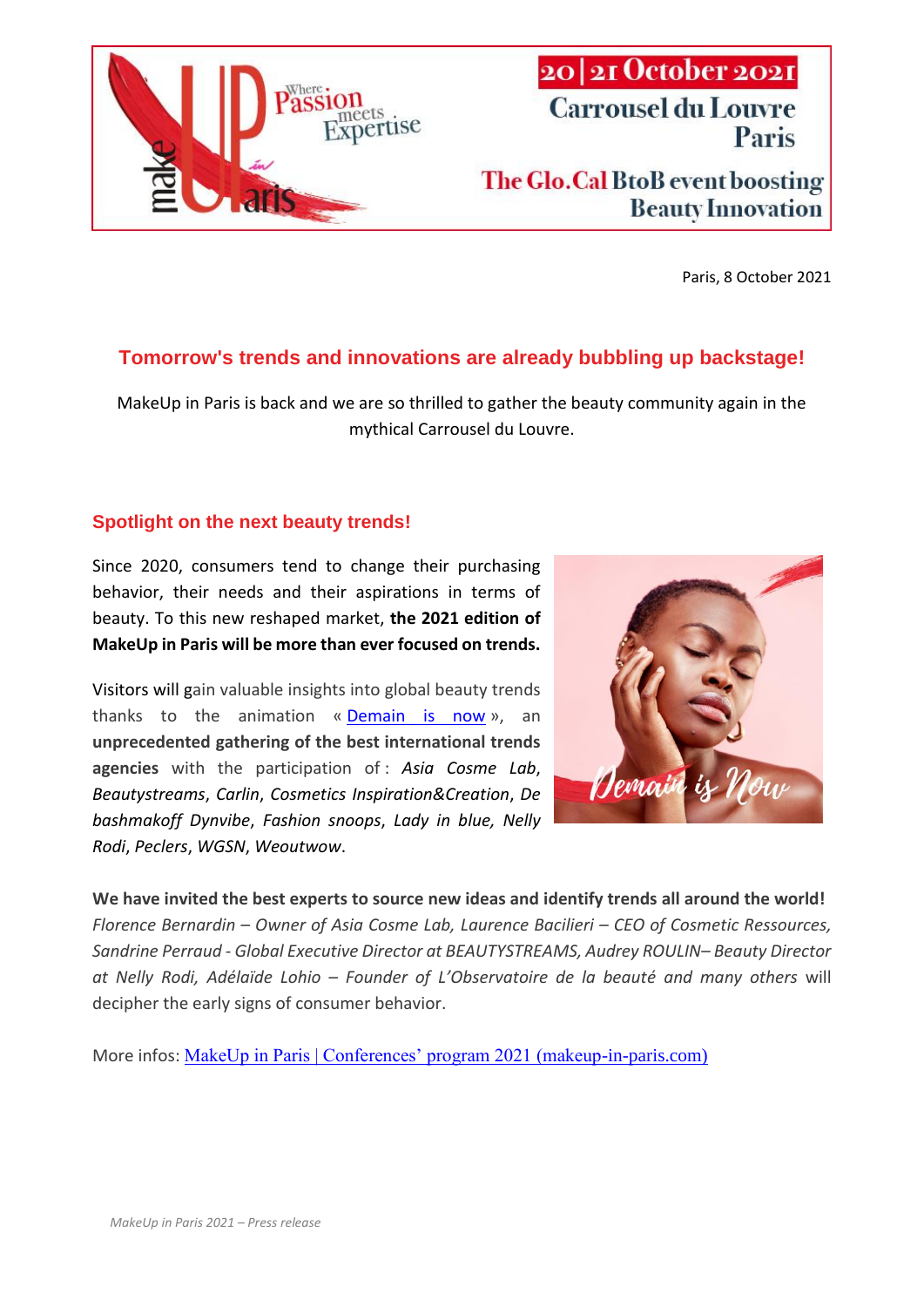20 | 21 October 2021
Carrousel du Louvre
Paris

The Glo.Cal BtoB event boosting Beauty Innovation

Paris, 8 October 2021

# Tomorrow's trends and innovations are already bubbling up backstage!

MakeUp in Paris is back and we are so thrilled to gather the beauty community again in the mythical Carrousel du Louvre.

## Spotlight on the next beauty trends!

Since 2020, consumers tend to change their purchasing behavior, their needs and their aspirations in terms of beauty. To this new reshaped market, **the 2021 edition of MakeUp in Paris will be more than ever focused on trends.**

Visitors will gain valuable insights into global beauty trends thanks to the animation « [Demain is now](#) », an **unprecedented gathering of the best international trends agencies** with the participation of : *Asia Cosme Lab*, *Beautystreams*, *Carlin*, *Cosmetics Inspiration&Creation*, *De bashmakoff Dynvibe*, *Fashion snoops*, *Lady in blue, Nelly Rodi*, *Peclers*, *WGSN*, *Weoutwow*.

**We have invited the best experts to source new ideas and identify trends all around the world!** *Florence Bernardin – Owner of Asia Cosme Lab, Laurence Bacilieri – CEO of Cosmetic Ressources, Sandrine Perraud - Global Executive Director at BEAUTYSTREAMS, Audrey ROULIN– Beauty Director at Nelly Rodi, Adélaïde Lohio – Founder of L'Observatoire de la beauté and many others* will decipher the early signs of consumer behavior.

More infos: [MakeUp in Paris | Conferences' program 2021 (makeup-in-paris.com)](#)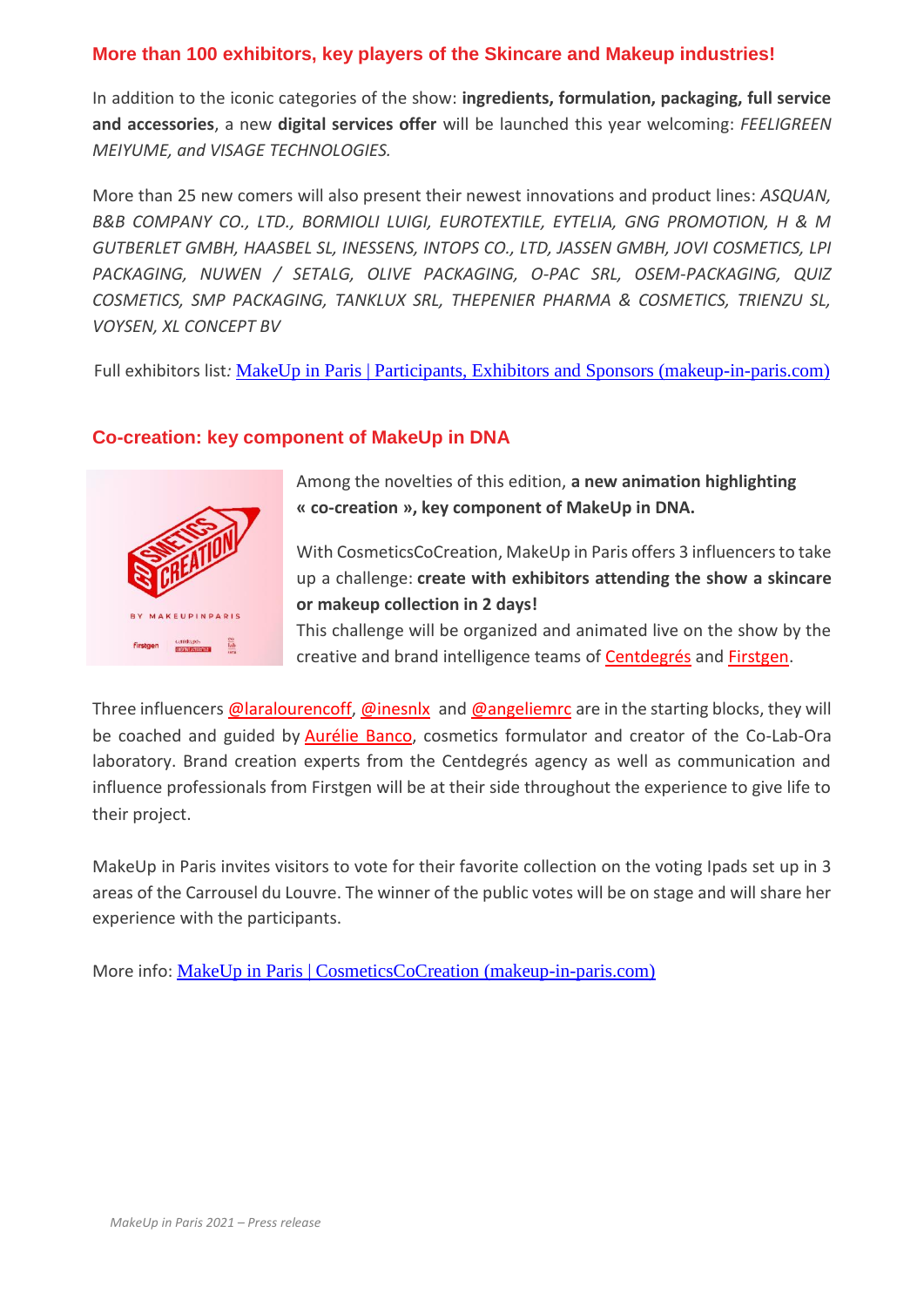## More than 100 exhibitors, key players of the Skincare and Makeup industries!

In addition to the iconic categories of the show: **ingredients, formulation, packaging, full service and accessories**, a new **digital services offer** will be launched this year welcoming: *FEELIGREEN MEIYUME, and VISAGE TECHNOLOGIES.*

More than 25 new comers will also present their newest innovations and product lines: *ASQUAN, B&B COMPANY CO., LTD., BORMIOLI LUIGI, EUROTEXTILE, EYTELIA, GNG PROMOTION, H & M GUTBERLET GMBH, HAASBEL SL, INESSENS, INTOPS CO., LTD, JASSEN GMBH, JOVI COSMETICS, LPI PACKAGING, NUWEN / SETALG, OLIVE PACKAGING, O-PAC SRL, OSEM-PACKAGING, QUIZ COSMETICS, SMP PACKAGING, TANKLUX SRL, THEPENIER PHARMA & COSMETICS, TRIENZU SL, VOYSEN, XL CONCEPT BV*

Full exhibitors list*:* MakeUp in Paris | Participants, Exhibitors and Sponsors (makeup-in-paris.com)

## Co-creation: key component of MakeUp in DNA

Among the novelties of this edition, **a new animation highlighting « co-creation », key component of MakeUp in DNA.**

With CosmeticsCoCreation, MakeUp in Paris offers 3 influencers to take up a challenge: **create with exhibitors attending the show a skincare or makeup collection in 2 days!**
This challenge will be organized and animated live on the show by the creative and brand intelligence teams of Centdegrés and Firstgen.

Three influencers @laralourencoff, @inesnlx and @angeliemrc are in the starting blocks, they will be coached and guided by Aurélie Banco, cosmetics formulator and creator of the Co-Lab-Ora laboratory. Brand creation experts from the Centdegrés agency as well as communication and influence professionals from Firstgen will be at their side throughout the experience to give life to their project.

MakeUp in Paris invites visitors to vote for their favorite collection on the voting Ipads set up in 3 areas of the Carrousel du Louvre. The winner of the public votes will be on stage and will share her experience with the participants.

More info: MakeUp in Paris | CosmeticsCoCreation (makeup-in-paris.com)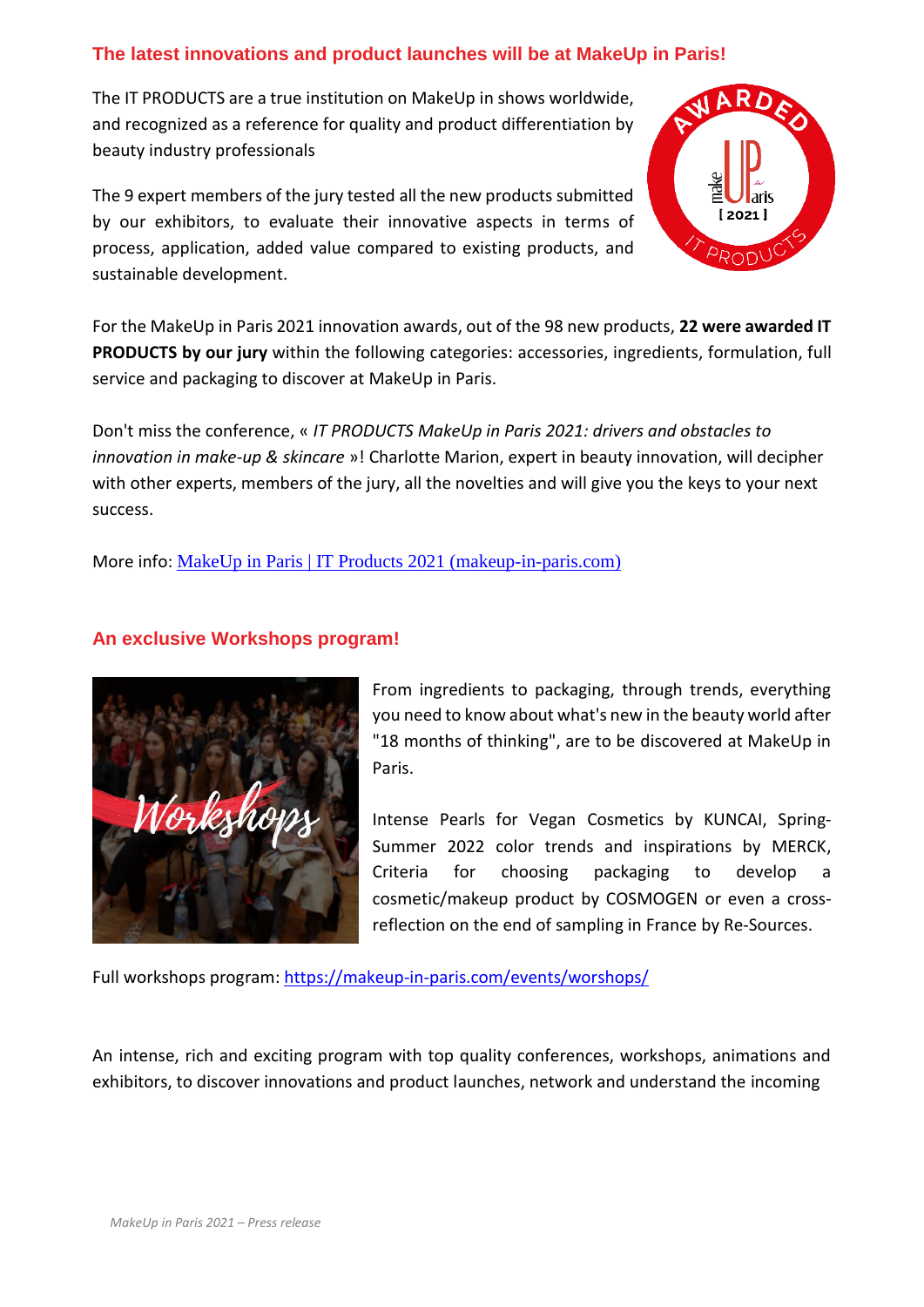## The latest innovations and product launches will be at MakeUp in Paris!

The IT PRODUCTS are a true institution on MakeUp in shows worldwide, and recognized as a reference for quality and product differentiation by beauty industry professionals

The 9 expert members of the jury tested all the new products submitted by our exhibitors, to evaluate their innovative aspects in terms of process, application, added value compared to existing products, and sustainable development.

For the MakeUp in Paris 2021 innovation awards, out of the 98 new products, **22 were awarded IT PRODUCTS by our jury** within the following categories: accessories, ingredients, formulation, full service and packaging to discover at MakeUp in Paris.

Don't miss the conference, « *IT PRODUCTS MakeUp in Paris 2021: drivers and obstacles to innovation in make-up & skincare* »! Charlotte Marion, expert in beauty innovation, will decipher with other experts, members of the jury, all the novelties and will give you the keys to your next success.

More info: [MakeUp in Paris | IT Products 2021 (makeup-in-paris.com)](makeup-in-paris.com)

## An exclusive Workshops program!

From ingredients to packaging, through trends, everything you need to know about what's new in the beauty world after "18 months of thinking", are to be discovered at MakeUp in Paris.

Intense Pearls for Vegan Cosmetics by KUNCAI, Spring-Summer 2022 color trends and inspirations by MERCK, Criteria for choosing packaging to develop a cosmetic/makeup product by COSMOGEN or even a cross-reflection on the end of sampling in France by Re-Sources.

Full workshops program: [https://makeup-in-paris.com/events/worshops/](https://makeup-in-paris.com/events/worshops/)

An intense, rich and exciting program with top quality conferences, workshops, animations and exhibitors, to discover innovations and product launches, network and understand the incoming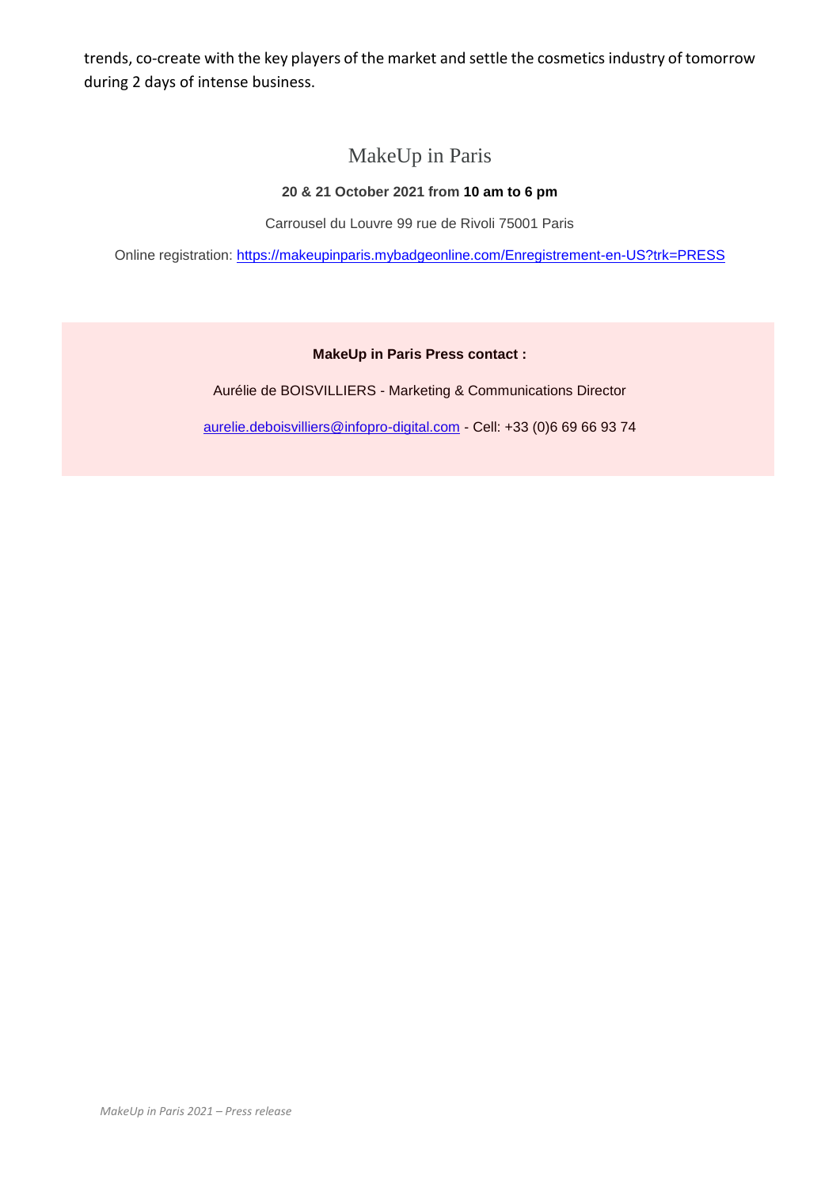trends, co-create with the key players of the market and settle the cosmetics industry of tomorrow during 2 days of intense business.

## MakeUp in Paris

**20 & 21 October 2021 from 10 am to 6 pm**

Carrousel du Louvre 99 rue de Rivoli 75001 Paris

Online registration: https://makeupinparis.mybadgeonline.com/Enregistrement-en-US?trk=PRESS

**MakeUp in Paris Press contact :**

Aurélie de BOISVILLIERS - Marketing & Communications Director

aurelie.deboisvilliers@infopro-digital.com - Cell: +33 (0)6 69 66 93 74